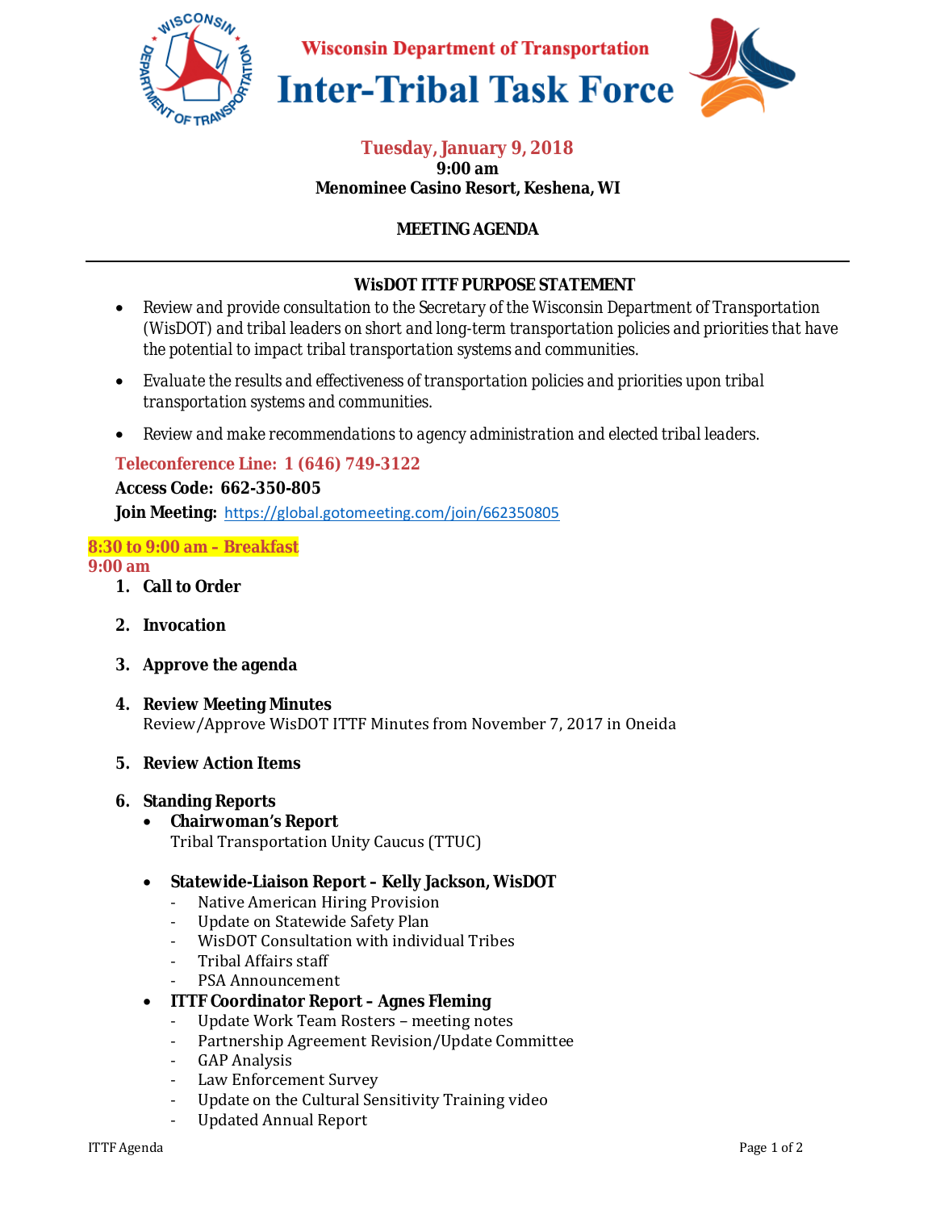# Wisconsin Department of Transportation
# Inter-Tribal Task Force

**Tuesday, January 9, 2018**
**9:00 am**
**Menominee Casino Resort, Keshena, WI**

## MEETING AGENDA

---

### WisDOT ITTF PURPOSE STATEMENT

- Review and provide consultation to the Secretary of the Wisconsin Department of Transportation (WisDOT) and tribal leaders on short and long-term transportation policies and priorities that have the potential to impact tribal transportation systems and communities.
- Evaluate the results and effectiveness of transportation policies and priorities upon tribal transportation systems and communities.
- Review and make recommendations to agency administration and elected tribal leaders.

**Teleconference Line: 1 (646) 749-3122**

**Access Code: 662-350-805**

**Join Meeting:** https://global.gotomeeting.com/join/662350805

**8:30 to 9:00 am – Breakfast**

**9:00 am**

1. **Call to Order**
2. **Invocation**
3. **Approve the agenda**
4. **Review Meeting Minutes**
   Review/Approve WisDOT ITTF Minutes from November 7, 2017 in Oneida
5. **Review Action Items**
6. **Standing Reports**
   - **Chairwoman's Report**
     Tribal Transportation Unity Caucus (TTUC)
   - **Statewide-Liaison Report – Kelly Jackson, WisDOT**
     - Native American Hiring Provision
     - Update on Statewide Safety Plan
     - WisDOT Consultation with individual Tribes
     - Tribal Affairs staff
     - PSA Announcement
   - **ITTF Coordinator Report – Agnes Fleming**
     - Update Work Team Rosters – meeting notes
     - Partnership Agreement Revision/Update Committee
     - GAP Analysis
     - Law Enforcement Survey
     - Update on the Cultural Sensitivity Training video
     - Updated Annual Report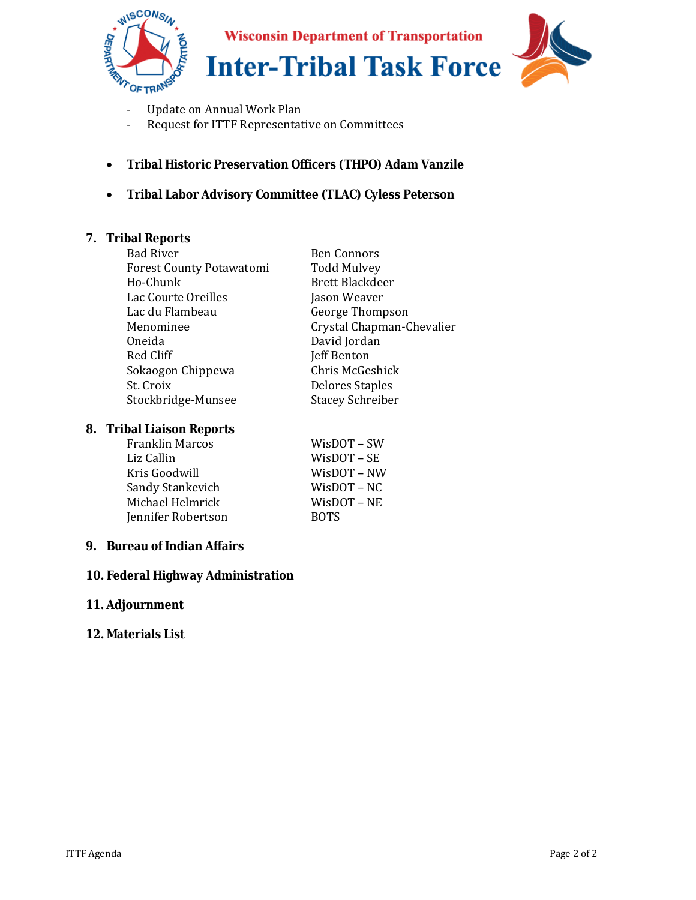- Update on Annual Work Plan
- Request for ITTF Representative on Committees

- **Tribal Historic Preservation Officers (THPO) Adam Vanzile**

- **Tribal Labor Advisory Committee (TLAC) Cyless Peterson**

## 7. Tribal Reports

| | |
|---|---|
| Bad River | Ben Connors |
| Forest County Potawatomi | Todd Mulvey |
| Ho-Chunk | Brett Blackdeer |
| Lac Courte Oreilles | Jason Weaver |
| Lac du Flambeau | George Thompson |
| Menominee | Crystal Chapman-Chevalier |
| Oneida | David Jordan |
| Red Cliff | Jeff Benton |
| Sokaogon Chippewa | Chris McGeshick |
| St. Croix | Delores Staples |
| Stockbridge-Munsee | Stacey Schreiber |

## 8. Tribal Liaison Reports

| | |
|---|---|
| Franklin Marcos | WisDOT – SW |
| Liz Callin | WisDOT – SE |
| Kris Goodwill | WisDOT – NW |
| Sandy Stankevich | WisDOT – NC |
| Michael Helmrick | WisDOT – NE |
| Jennifer Robertson | BOTS |

## 9. Bureau of Indian Affairs

## 10. Federal Highway Administration

## 11. Adjournment

## 12. Materials List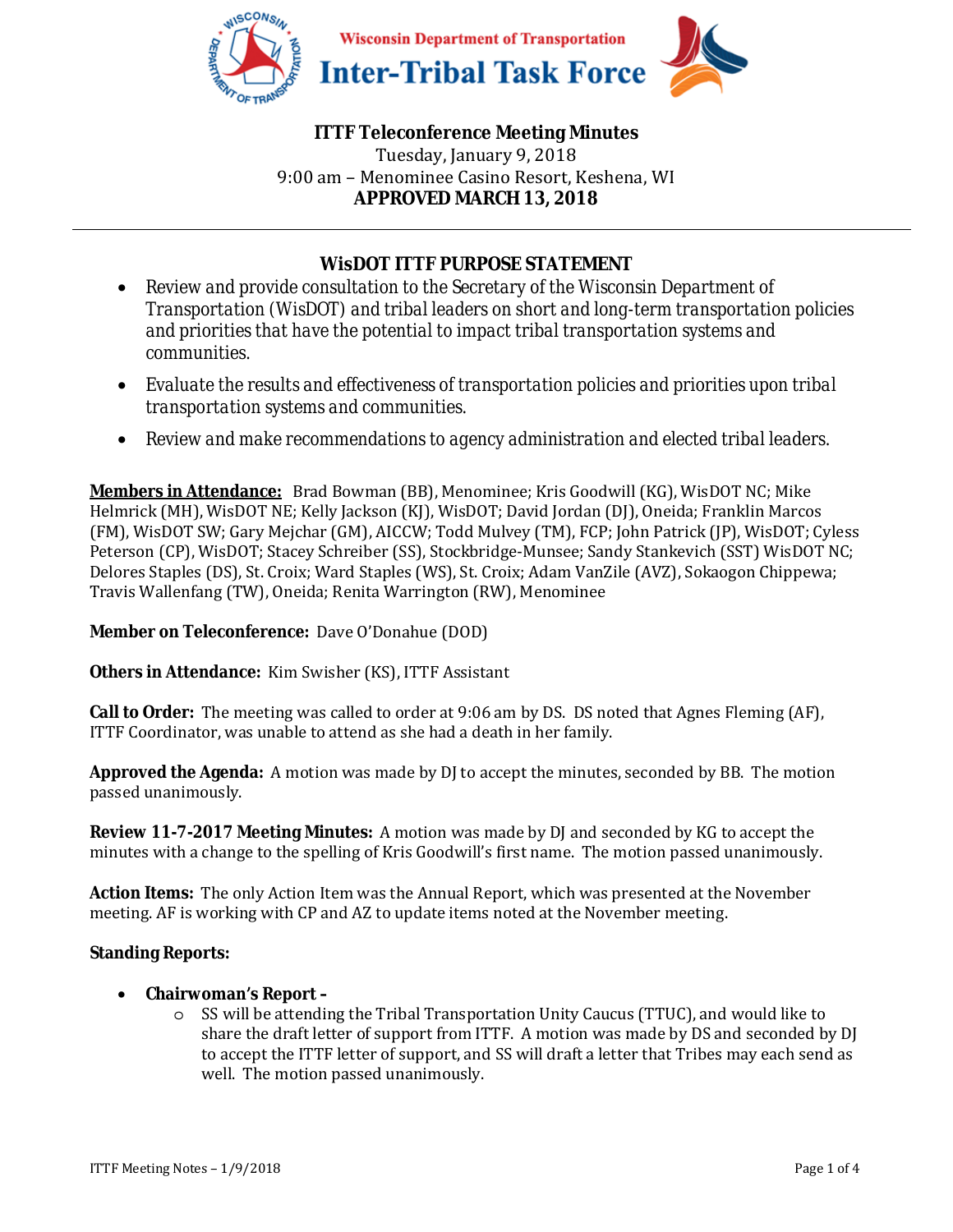Wisconsin Department of Transportation

# Inter-Tribal Task Force

## ITTF Teleconference Meeting Minutes

Tuesday, January 9, 2018

9:00 am – Menominee Casino Resort, Keshena, WI

**APPROVED MARCH 13, 2018**

---

## WisDOT ITTF PURPOSE STATEMENT

- Review and provide consultation to the Secretary of the Wisconsin Department of Transportation (WisDOT) and tribal leaders on short and long-term transportation policies and priorities that have the potential to impact tribal transportation systems and communities.
- Evaluate the results and effectiveness of transportation policies and priorities upon tribal transportation systems and communities.
- Review and make recommendations to agency administration and elected tribal leaders.

**Members in Attendance:** Brad Bowman (BB), Menominee; Kris Goodwill (KG), WisDOT NC; Mike Helmrick (MH), WisDOT NE; Kelly Jackson (KJ), WisDOT; David Jordan (DJ), Oneida; Franklin Marcos (FM), WisDOT SW; Gary Mejchar (GM), AICCW; Todd Mulvey (TM), FCP; John Patrick (JP), WisDOT; Cyless Peterson (CP), WisDOT; Stacey Schreiber (SS), Stockbridge-Munsee; Sandy Stankevich (SST) WisDOT NC; Delores Staples (DS), St. Croix; Ward Staples (WS), St. Croix; Adam VanZile (AVZ), Sokaogon Chippewa; Travis Wallenfang (TW), Oneida; Renita Warrington (RW), Menominee

**Member on Teleconference:** Dave O'Donahue (DOD)

**Others in Attendance:** Kim Swisher (KS), ITTF Assistant

**Call to Order:** The meeting was called to order at 9:06 am by DS. DS noted that Agnes Fleming (AF), ITTF Coordinator, was unable to attend as she had a death in her family.

**Approved the Agenda:** A motion was made by DJ to accept the minutes, seconded by BB. The motion passed unanimously.

**Review 11-7-2017 Meeting Minutes:** A motion was made by DJ and seconded by KG to accept the minutes with a change to the spelling of Kris Goodwill's first name. The motion passed unanimously.

**Action Items:** The only Action Item was the Annual Report, which was presented at the November meeting. AF is working with CP and AZ to update items noted at the November meeting.

**Standing Reports:**

- **Chairwoman's Report –**
  - SS will be attending the Tribal Transportation Unity Caucus (TTUC), and would like to share the draft letter of support from ITTF. A motion was made by DS and seconded by DJ to accept the ITTF letter of support, and SS will draft a letter that Tribes may each send as well. The motion passed unanimously.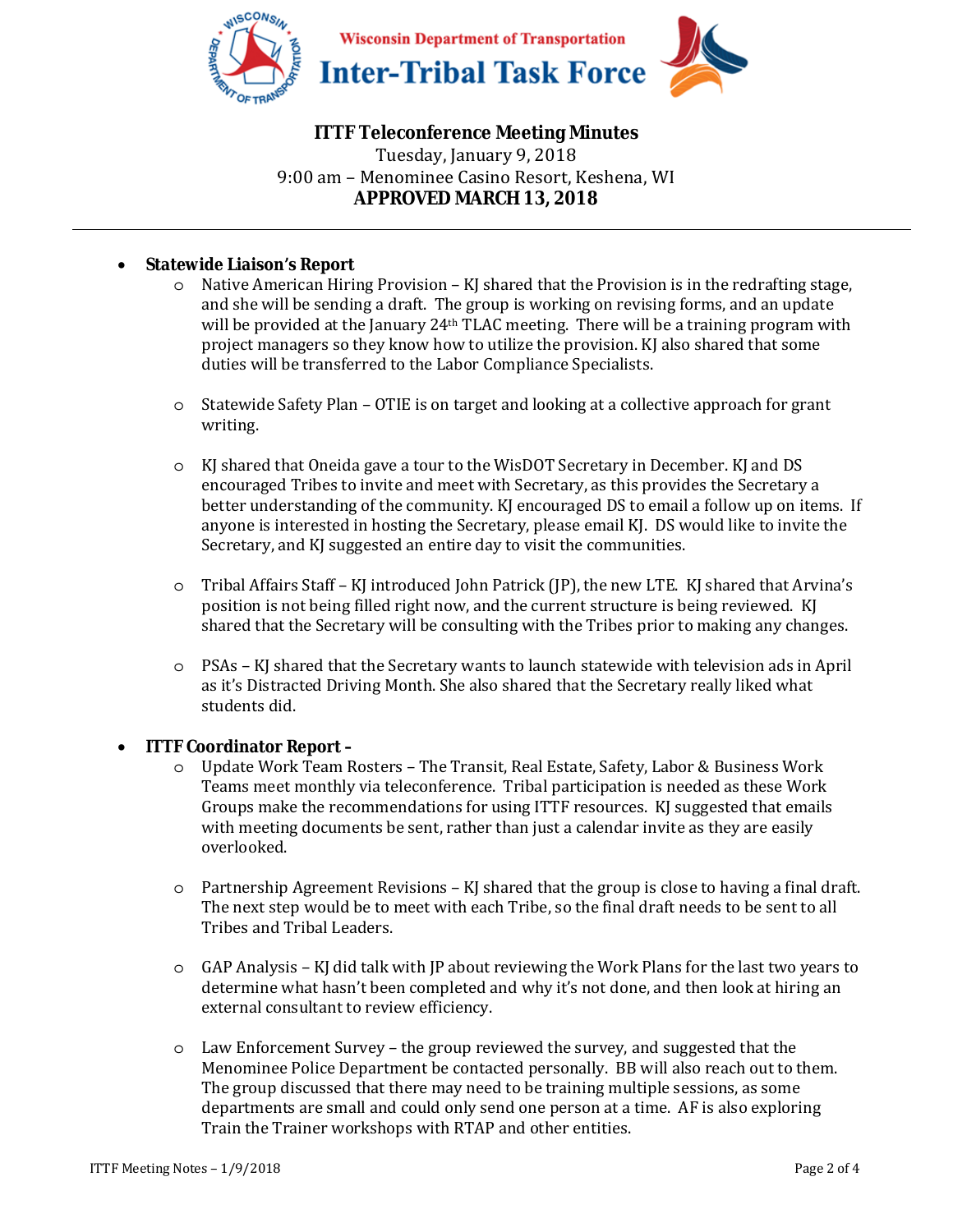**Wisconsin Department of Transportation**
# Inter-Tribal Task Force

## ITTF Teleconference Meeting Minutes
Tuesday, January 9, 2018
9:00 am – Menominee Casino Resort, Keshena, WI
**APPROVED MARCH 13, 2018**

---

- **Statewide Liaison's Report**
  - Native American Hiring Provision – KJ shared that the Provision is in the redrafting stage, and she will be sending a draft. The group is working on revising forms, and an update will be provided at the January 24th TLAC meeting. There will be a training program with project managers so they know how to utilize the provision. KJ also shared that some duties will be transferred to the Labor Compliance Specialists.
  - Statewide Safety Plan – OTIE is on target and looking at a collective approach for grant writing.
  - KJ shared that Oneida gave a tour to the WisDOT Secretary in December. KJ and DS encouraged Tribes to invite and meet with Secretary, as this provides the Secretary a better understanding of the community. KJ encouraged DS to email a follow up on items. If anyone is interested in hosting the Secretary, please email KJ. DS would like to invite the Secretary, and KJ suggested an entire day to visit the communities.
  - Tribal Affairs Staff – KJ introduced John Patrick (JP), the new LTE. KJ shared that Arvina's position is not being filled right now, and the current structure is being reviewed. KJ shared that the Secretary will be consulting with the Tribes prior to making any changes.
  - PSAs – KJ shared that the Secretary wants to launch statewide with television ads in April as it's Distracted Driving Month. She also shared that the Secretary really liked what students did.

- **ITTF Coordinator Report –**
  - Update Work Team Rosters – The Transit, Real Estate, Safety, Labor & Business Work Teams meet monthly via teleconference. Tribal participation is needed as these Work Groups make the recommendations for using ITTF resources. KJ suggested that emails with meeting documents be sent, rather than just a calendar invite as they are easily overlooked.
  - Partnership Agreement Revisions – KJ shared that the group is close to having a final draft. The next step would be to meet with each Tribe, so the final draft needs to be sent to all Tribes and Tribal Leaders.
  - GAP Analysis – KJ did talk with JP about reviewing the Work Plans for the last two years to determine what hasn't been completed and why it's not done, and then look at hiring an external consultant to review efficiency.
  - Law Enforcement Survey – the group reviewed the survey, and suggested that the Menominee Police Department be contacted personally. BB will also reach out to them. The group discussed that there may need to be training multiple sessions, as some departments are small and could only send one person at a time. AF is also exploring Train the Trainer workshops with RTAP and other entities.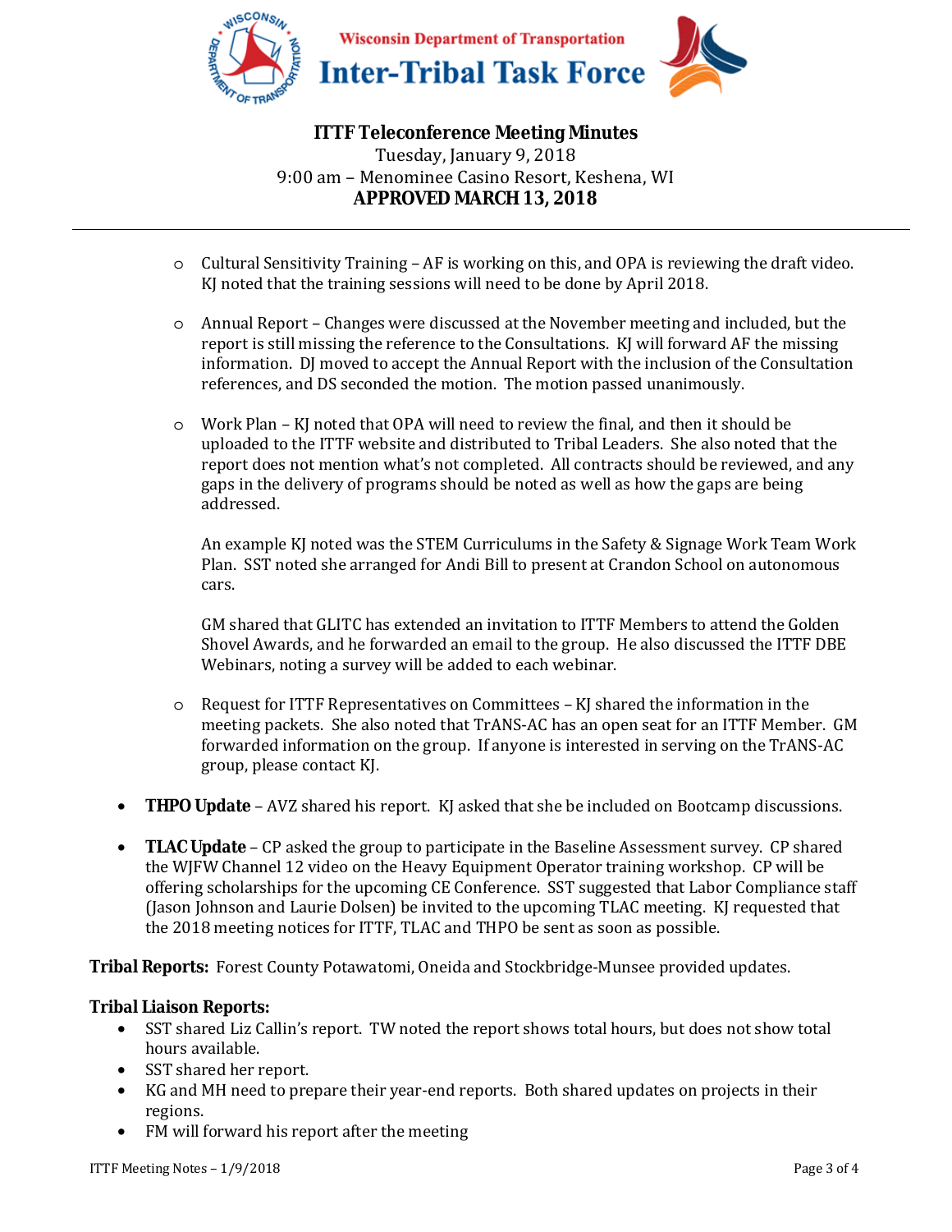**ITTF Teleconference Meeting Minutes**
Tuesday, January 9, 2018
9:00 am – Menominee Casino Resort, Keshena, WI
**APPROVED MARCH 13, 2018**

---

- Cultural Sensitivity Training – AF is working on this, and OPA is reviewing the draft video. KJ noted that the training sessions will need to be done by April 2018.

- Annual Report – Changes were discussed at the November meeting and included, but the report is still missing the reference to the Consultations. KJ will forward AF the missing information. DJ moved to accept the Annual Report with the inclusion of the Consultation references, and DS seconded the motion. The motion passed unanimously.

- Work Plan – KJ noted that OPA will need to review the final, and then it should be uploaded to the ITTF website and distributed to Tribal Leaders. She also noted that the report does not mention what's not completed. All contracts should be reviewed, and any gaps in the delivery of programs should be noted as well as how the gaps are being addressed.

  An example KJ noted was the STEM Curriculums in the Safety & Signage Work Team Work Plan. SST noted she arranged for Andi Bill to present at Crandon School on autonomous cars.

  GM shared that GLITC has extended an invitation to ITTF Members to attend the Golden Shovel Awards, and he forwarded an email to the group. He also discussed the ITTF DBE Webinars, noting a survey will be added to each webinar.

- Request for ITTF Representatives on Committees – KJ shared the information in the meeting packets. She also noted that TrANS-AC has an open seat for an ITTF Member. GM forwarded information on the group. If anyone is interested in serving on the TrANS-AC group, please contact KJ.

- **THPO Update** – AVZ shared his report. KJ asked that she be included on Bootcamp discussions.

- **TLAC Update** – CP asked the group to participate in the Baseline Assessment survey. CP shared the WJFW Channel 12 video on the Heavy Equipment Operator training workshop. CP will be offering scholarships for the upcoming CE Conference. SST suggested that Labor Compliance staff (Jason Johnson and Laurie Dolsen) be invited to the upcoming TLAC meeting. KJ requested that the 2018 meeting notices for ITTF, TLAC and THPO be sent as soon as possible.

**Tribal Reports:** Forest County Potawatomi, Oneida and Stockbridge-Munsee provided updates.

**Tribal Liaison Reports:**

- SST shared Liz Callin's report. TW noted the report shows total hours, but does not show total hours available.
- SST shared her report.
- KG and MH need to prepare their year-end reports. Both shared updates on projects in their regions.
- FM will forward his report after the meeting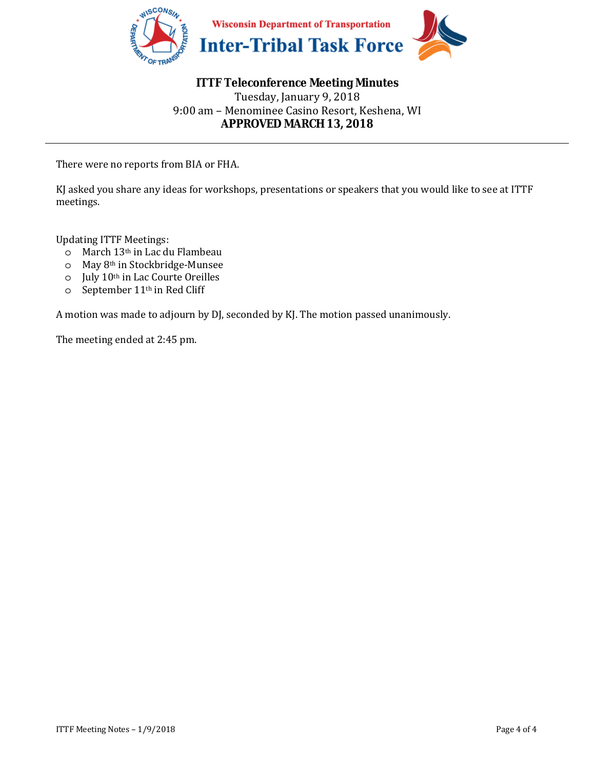# ITTF Teleconference Meeting Minutes

Tuesday, January 9, 2018

9:00 am – Menominee Casino Resort, Keshena, WI

**APPROVED MARCH 13, 2018**

---

There were no reports from BIA or FHA.

KJ asked you share any ideas for workshops, presentations or speakers that you would like to see at ITTF meetings.

Updating ITTF Meetings:

- March 13th in Lac du Flambeau
- May 8th in Stockbridge-Munsee
- July 10th in Lac Courte Oreilles
- September 11th in Red Cliff

A motion was made to adjourn by DJ, seconded by KJ. The motion passed unanimously.

The meeting ended at 2:45 pm.